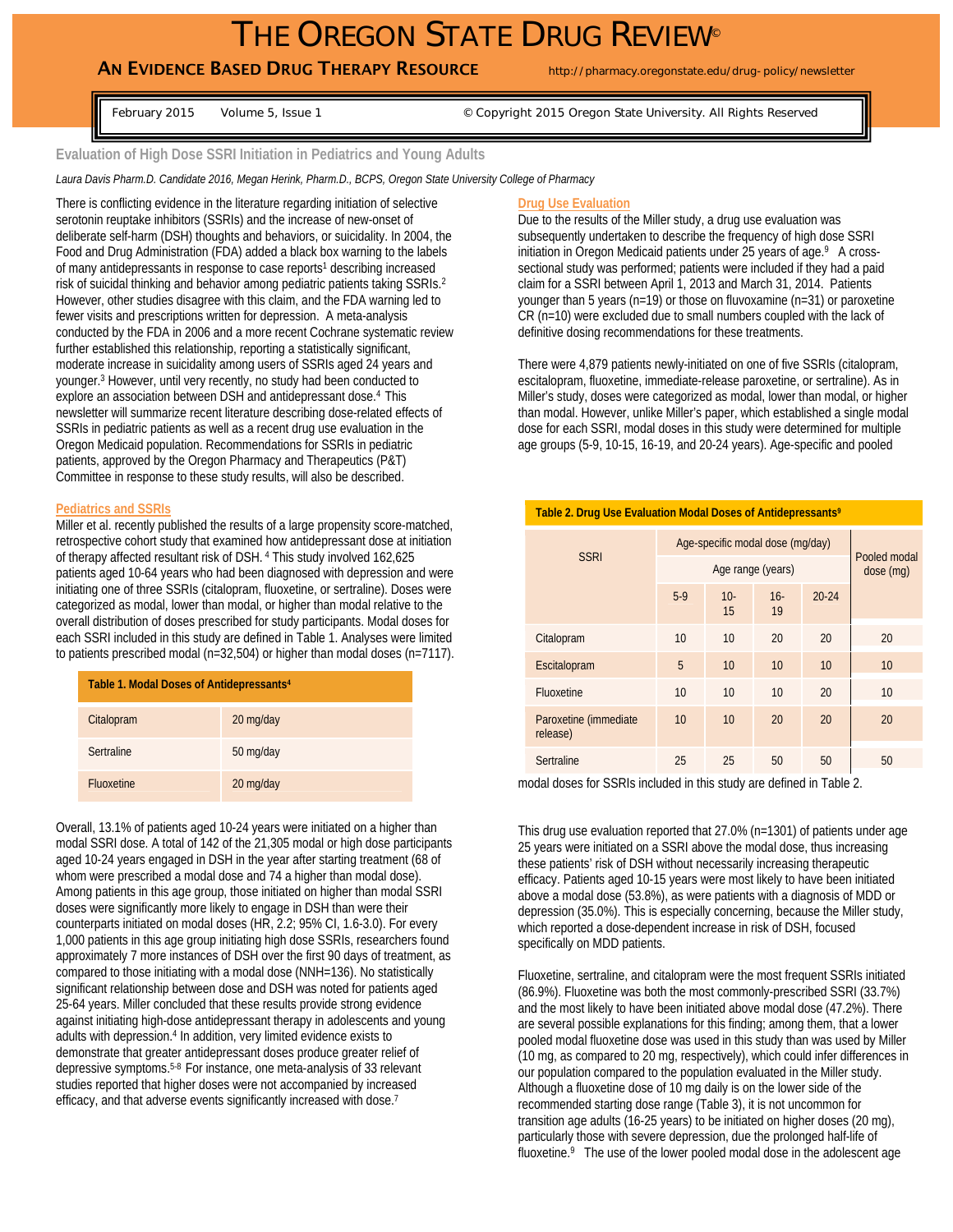# The Oregon State Drug Review©

**An Evidence Based Drug Therapy Resource** http://pharmacy.oregonstate.edu/drug-policy/newsletter

February 2015 Volume 5, Issue 1 © Copyright 2015 Oregon State University. All Rights Reserved

## Evaluation of High Dose SSRI Initiation in Pediatrics and Young Adults

*Laura Davis Pharm.D. Candidate 2016, Megan Herink, Pharm.D., BCPS, Oregon State University College of Pharmacy*

There is conflicting evidence in the literature regarding initiation of selective serotonin reuptake inhibitors (SSRIs) and the increase of new-onset of deliberate self-harm (DSH) thoughts and behaviors, or suicidality. In 2004, the Food and Drug Administration (FDA) added a black box warning to the labels of many antidepressants in response to case reports[1] describing increased risk of suicidal thinking and behavior among pediatric patients taking SSRIs.[2] However, other studies disagree with this claim, and the FDA warning led to fewer visits and prescriptions written for depression. A meta-analysis conducted by the FDA in 2006 and a more recent Cochrane systematic review further established this relationship, reporting a statistically significant, moderate increase in suicidality among users of SSRIs aged 24 years and younger.[3] However, until very recently, no study had been conducted to explore an association between DSH and antidepressant dose.[4] This newsletter will summarize recent literature describing dose-related effects of SSRIs in pediatric patients as well as a recent drug use evaluation in the Oregon Medicaid population. Recommendations for SSRIs in pediatric patients, approved by the Oregon Pharmacy and Therapeutics (P&T) Committee in response to these study results, will also be described.

### Pediatrics and SSRIs

Miller et al. recently published the results of a large propensity score-matched, retrospective cohort study that examined how antidepressant dose at initiation of therapy affected resultant risk of DSH.[4] This study involved 162,625 patients aged 10-64 years who had been diagnosed with depression and were initiating one of three SSRIs (citalopram, fluoxetine, or sertraline). Doses were categorized as modal, lower than modal, or higher than modal relative to the overall distribution of doses prescribed for study participants. Modal doses for each SSRI included in this study are defined in Table 1. Analyses were limited to patients prescribed modal (n=32,504) or higher than modal doses (n=7117).

**Table 1. Modal Doses of Antidepressants[4]**

| | |
|---|---|
| Citalopram | 20 mg/day |
| Sertraline | 50 mg/day |
| Fluoxetine | 20 mg/day |

Overall, 13.1% of patients aged 10-24 years were initiated on a higher than modal SSRI dose. A total of 142 of the 21,305 modal or high dose participants aged 10-24 years engaged in DSH in the year after starting treatment (68 of whom were prescribed a modal dose and 74 a higher than modal dose). Among patients in this age group, those initiated on higher than modal SSRI doses were significantly more likely to engage in DSH than were their counterparts initiated on modal doses (HR, 2.2; 95% CI, 1.6-3.0). For every 1,000 patients in this age group initiating high dose SSRIs, researchers found approximately 7 more instances of DSH over the first 90 days of treatment, as compared to those initiating with a modal dose (NNH=136). No statistically significant relationship between dose and DSH was noted for patients aged 25-64 years. Miller concluded that these results provide strong evidence against initiating high-dose antidepressant therapy in adolescents and young adults with depression.[4] In addition, very limited evidence exists to demonstrate that greater antidepressant doses produce greater relief of depressive symptoms.[5-8] For instance, one meta-analysis of 33 relevant studies reported that higher doses were not accompanied by increased efficacy, and that adverse events significantly increased with dose.[7]

### Drug Use Evaluation

Due to the results of the Miller study, a drug use evaluation was subsequently undertaken to describe the frequency of high dose SSRI initiation in Oregon Medicaid patients under 25 years of age.[9] A cross-sectional study was performed; patients were included if they had a paid claim for a SSRI between April 1, 2013 and March 31, 2014. Patients younger than 5 years (n=19) or those on fluvoxamine (n=31) or paroxetine CR (n=10) were excluded due to small numbers coupled with the lack of definitive dosing recommendations for these treatments.

There were 4,879 patients newly-initiated on one of five SSRIs (citalopram, escitalopram, fluoxetine, immediate-release paroxetine, or sertraline). As in Miller's study, doses were categorized as modal, lower than modal, or higher than modal. However, unlike Miller's paper, which established a single modal dose for each SSRI, modal doses in this study were determined for multiple age groups (5-9, 10-15, 16-19, and 20-24 years). Age-specific and pooled modal doses for SSRIs included in this study are defined in Table 2.

**Table 2. Drug Use Evaluation Modal Doses of Antidepressants[9]**

| SSRI | Age-specific modal dose (mg/day) | | | | Pooled modal dose (mg) |
|---|---|---|---|---|---|
| | Age range (years) | | | | |
| | 5-9 | 10-15 | 16-19 | 20-24 | |
| Citalopram | 10 | 10 | 20 | 20 | 20 |
| Escitalopram | 5 | 10 | 10 | 10 | 10 |
| Fluoxetine | 10 | 10 | 10 | 20 | 10 |
| Paroxetine (immediate release) | 10 | 10 | 20 | 20 | 20 |
| Sertraline | 25 | 25 | 50 | 50 | 50 |

This drug use evaluation reported that 27.0% (n=1301) of patients under age 25 years were initiated on a SSRI above the modal dose, thus increasing these patients' risk of DSH without necessarily increasing therapeutic efficacy. Patients aged 10-15 years were most likely to have been initiated above a modal dose (53.8%), as were patients with a diagnosis of MDD or depression (35.0%). This is especially concerning, because the Miller study, which reported a dose-dependent increase in risk of DSH, focused specifically on MDD patients.

Fluoxetine, sertraline, and citalopram were the most frequent SSRIs initiated (86.9%). Fluoxetine was both the most commonly-prescribed SSRI (33.7%) and the most likely to have been initiated above modal dose (47.2%). There are several possible explanations for this finding; among them, that a lower pooled modal fluoxetine dose was used in this study than was used by Miller (10 mg, as compared to 20 mg, respectively), which could infer differences in our population compared to the population evaluated in the Miller study. Although a fluoxetine dose of 10 mg daily is on the lower side of the recommended starting dose range (Table 3), it is not uncommon for transition age adults (16-25 years) to be initiated on higher doses (20 mg), particularly those with severe depression, due the prolonged half-life of fluoxetine.[9] The use of the lower pooled modal dose in the adolescent age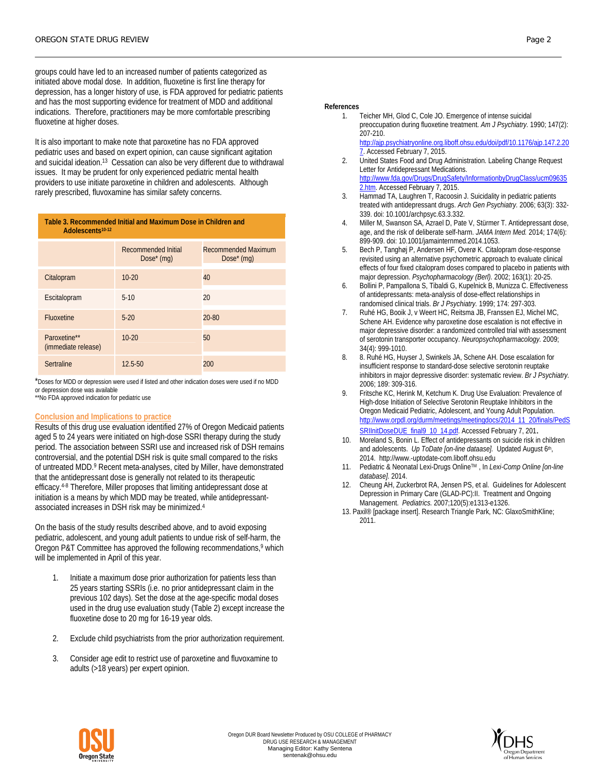groups could have led to an increased number of patients categorized as initiated above modal dose. In addition, fluoxetine is first line therapy for depression, has a longer history of use, is FDA approved for pediatric patients and has the most supporting evidence for treatment of MDD and additional indications. Therefore, practitioners may be more comfortable prescribing fluoxetine at higher doses.

It is also important to make note that paroxetine has no FDA approved pediatric uses and based on expert opinion, can cause significant agitation and suicidal ideation.[13] Cessation can also be very different due to withdrawal issues. It may be prudent for only experienced pediatric mental health providers to use initiate paroxetine in children and adolescents. Although rarely prescribed, fluvoxamine has similar safety concerns.

**Table 3. Recommended Initial and Maximum Dose in Children and Adolescents[10-12]**

| | Recommended Initial Dose* (mg) | Recommended Maximum Dose* (mg) |
|---|---|---|
| Citalopram | 10-20 | 40 |
| Escitalopram | 5-10 | 20 |
| Fluoxetine | 5-20 | 20-80 |
| Paroxetine** (immediate release) | 10-20 | 50 |
| Sertraline | 12.5-50 | 200 |

*Doses for MDD or depression were used if listed and other indication doses were used if no MDD or depression dose was available
**No FDA approved indication for pediatric use

## Conclusion and Implications to practice

Results of this drug use evaluation identified 27% of Oregon Medicaid patients aged 5 to 24 years were initiated on high-dose SSRI therapy during the study period. The association between SSRI use and increased risk of DSH remains controversial, and the potential DSH risk is quite small compared to the risks of untreated MDD.[9] Recent meta-analyses, cited by Miller, have demonstrated that the antidepressant dose is generally not related to its therapeutic efficacy.[4-8] Therefore, Miller proposes that limiting antidepressant dose at initiation is a means by which MDD may be treated, while antidepressant-associated increases in DSH risk may be minimized.[4]

On the basis of the study results described above, and to avoid exposing pediatric, adolescent, and young adult patients to undue risk of self-harm, the Oregon P&T Committee has approved the following recommendations,[9] which will be implemented in April of this year.

1. Initiate a maximum dose prior authorization for patients less than 25 years starting SSRIs (i.e. no prior antidepressant claim in the previous 102 days). Set the dose at the age-specific modal doses used in the drug use evaluation study (Table 2) except increase the fluoxetine dose to 20 mg for 16-19 year olds.
2. Exclude child psychiatrists from the prior authorization requirement.
3. Consider age edit to restrict use of paroxetine and fluvoxamine to adults (>18 years) per expert opinion.

## References

1. Teicher MH, Glod C, Cole JO. Emergence of intense suicidal preoccupation during fluoxetine treatment. *Am J Psychiatry.* 1990; 147(2): 207-210. http://ajp.psychiatryonline.org.liboff.ohsu.edu/doi/pdf/10.1176/ajp.147.2.207. Accessed February 7, 2015.
2. United States Food and Drug Administration. Labeling Change Request Letter for Antidepressant Medications. http://www.fda.gov/Drugs/DrugSafety/InformationbyDrugClass/ucm096352.htm. Accessed February 7, 2015.
3. Hammad TA, Laughren T, Racoosin J. Suicidality in pediatric patients treated with antidepressant drugs. *Arch Gen Psychiatry.* 2006; 63(3): 332-339. doi: 10.1001/archpsyc.63.3.332.
4. Miller M, Swanson SA, Azrael D, Pate V, Stürmer T. Antidepressant dose, age, and the risk of deliberate self-harm. *JAMA Intern Med.* 2014; 174(6): 899-909. doi: 10.1001/jamainternmed.2014.1053.
5. Bech P, Tanghøj P, Andersen HF, Overø K. Citalopram dose-response revisited using an alternative psychometric approach to evaluate clinical effects of four fixed citalopram doses compared to placebo in patients with major depression. *Psychopharmacology (Berl).* 2002; 163(1): 20-25.
6. Bollini P, Pampallona S, Tibaldi G, Kupelnick B, Munizza C. Effectiveness of antidepressants: meta-analysis of dose-effect relationships in randomised clinical trials. *Br J Psychiatry.* 1999; 174: 297-303.
7. Ruhé HG, Booik J, v Weert HC, Reitsma JB, Franssen EJ, Michel MC, Schene AH. Evidence why paroxetine dose escalation is not effective in major depressive disorder: a randomized controlled trial with assessment of serotonin transporter occupancy. *Neuropsychopharmacology.* 2009; 34(4): 999-1010.
8. 8. Ruhé HG, Huyser J, Swinkels JA, Schene AH. Dose escalation for insufficient response to standard-dose selective serotonin reuptake inhibitors in major depressive disorder: systematic review. *Br J Psychiatry.* 2006; 189: 309-316.
9. Fritsche KC, Herink M, Ketchum K. Drug Use Evaluation: Prevalence of High-dose Initiation of Selective Serotonin Reuptake Inhibitors in the Oregon Medicaid Pediatric, Adolescent, and Young Adult Population. http://www.orpdl.org/durm/meetings/meetingdocs/2014_11_20/finals/PedSSRIInitDoseDUE_final9_10_14.pdf. Accessed February 7, 201.
10. Moreland S, Bonin L. Effect of antidepressants on suicide risk in children and adolescents. *Up ToDate [on-line dataase].* Updated August 6th, 2014. http://www.-uptodate-com.liboff.ohsu.edu
11. Pediatric & Neonatal Lexi-Drugs Online™ , In *Lexi-Comp Online [on-line database].* 2014.
12. Cheung AH, Zuckerbrot RA, Jensen PS, et al. Guidelines for Adolescent Depression in Primary Care (GLAD-PC):II. Treatment and Ongoing Management. *Pediatrics.* 2007;120(5):e1313-e1326.
13. Paxil® [package insert]. Research Triangle Park, NC: GlaxoSmithKline; 2011.

Oregon DUR Board Newsletter Produced by OSU COLLEGE of PHARMACY
DRUG USE RESEARCH & MANAGEMENT
Managing Editor: Kathy Sentena
sentenak@ohsu.edu